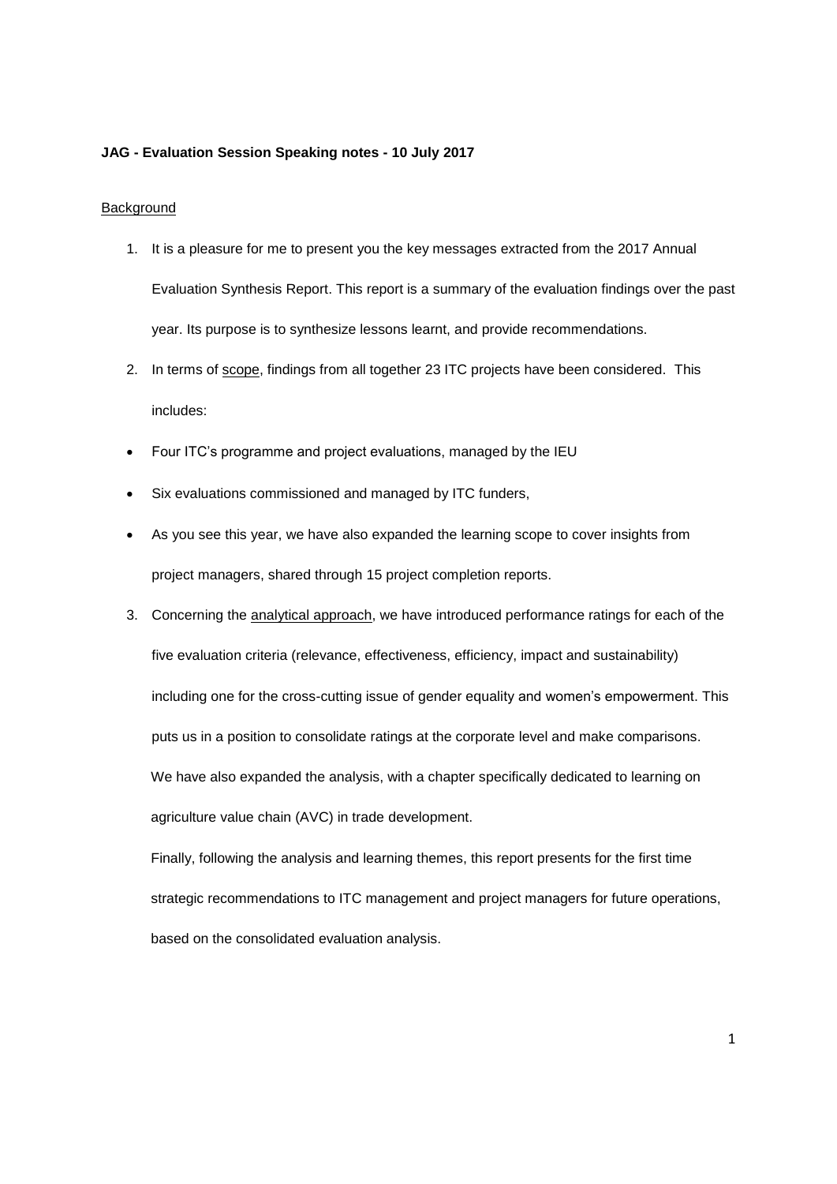**JAG - Evaluation Session Speaking notes - 10 July 2017**

Background

1. It is a pleasure for me to present you the key messages extracted from the 2017 Annual Evaluation Synthesis Report. This report is a summary of the evaluation findings over the past year. Its purpose is to synthesize lessons learnt, and provide recommendations.
2. In terms of scope, findings from all together 23 ITC projects have been considered. This includes:

- Four ITC's programme and project evaluations, managed by the IEU
- Six evaluations commissioned and managed by ITC funders,
- As you see this year, we have also expanded the learning scope to cover insights from project managers, shared through 15 project completion reports.

3. Concerning the analytical approach, we have introduced performance ratings for each of the five evaluation criteria (relevance, effectiveness, efficiency, impact and sustainability) including one for the cross-cutting issue of gender equality and women's empowerment. This puts us in a position to consolidate ratings at the corporate level and make comparisons.

   We have also expanded the analysis, with a chapter specifically dedicated to learning on agriculture value chain (AVC) in trade development.

   Finally, following the analysis and learning themes, this report presents for the first time strategic recommendations to ITC management and project managers for future operations, based on the consolidated evaluation analysis.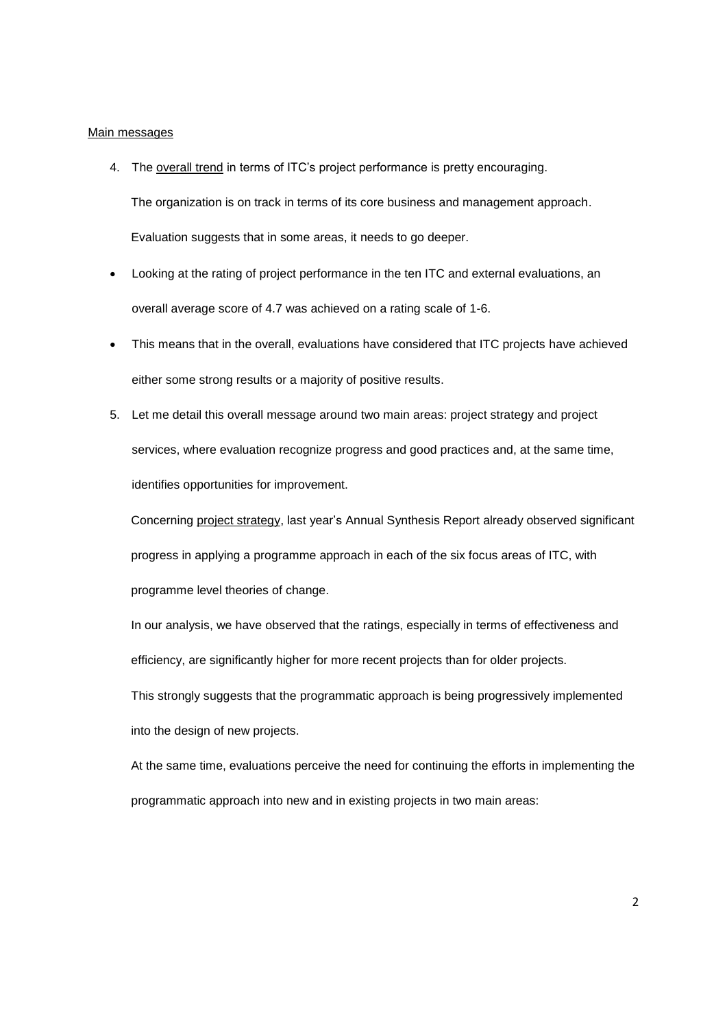Main messages

4. The overall trend in terms of ITC's project performance is pretty encouraging.

   The organization is on track in terms of its core business and management approach.

   Evaluation suggests that in some areas, it needs to go deeper.

- Looking at the rating of project performance in the ten ITC and external evaluations, an overall average score of 4.7 was achieved on a rating scale of 1-6.
- This means that in the overall, evaluations have considered that ITC projects have achieved either some strong results or a majority of positive results.

5. Let me detail this overall message around two main areas: project strategy and project services, where evaluation recognize progress and good practices and, at the same time, identifies opportunities for improvement.

   Concerning project strategy, last year's Annual Synthesis Report already observed significant progress in applying a programme approach in each of the six focus areas of ITC, with programme level theories of change.

   In our analysis, we have observed that the ratings, especially in terms of effectiveness and efficiency, are significantly higher for more recent projects than for older projects.

   This strongly suggests that the programmatic approach is being progressively implemented into the design of new projects.

   At the same time, evaluations perceive the need for continuing the efforts in implementing the programmatic approach into new and in existing projects in two main areas: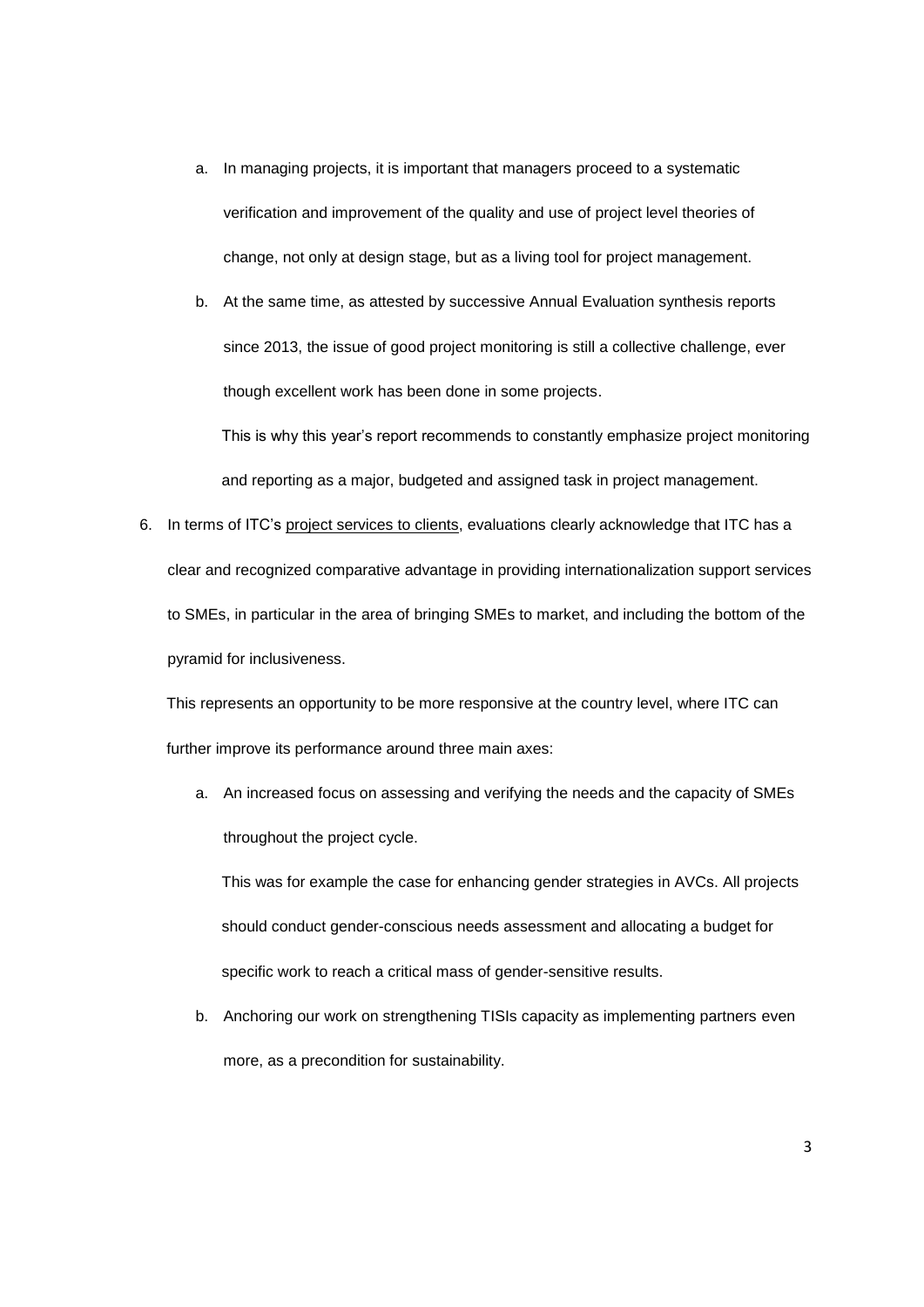a. In managing projects, it is important that managers proceed to a systematic verification and improvement of the quality and use of project level theories of change, not only at design stage, but as a living tool for project management.

   b. At the same time, as attested by successive Annual Evaluation synthesis reports since 2013, the issue of good project monitoring is still a collective challenge, ever though excellent work has been done in some projects.

      This is why this year's report recommends to constantly emphasize project monitoring and reporting as a major, budgeted and assigned task in project management.

6. In terms of ITC's <u>project services to clients</u>, evaluations clearly acknowledge that ITC has a clear and recognized comparative advantage in providing internationalization support services to SMEs, in particular in the area of bringing SMEs to market, and including the bottom of the pyramid for inclusiveness.

   This represents an opportunity to be more responsive at the country level, where ITC can further improve its performance around three main axes:

   a. An increased focus on assessing and verifying the needs and the capacity of SMEs throughout the project cycle.

      This was for example the case for enhancing gender strategies in AVCs. All projects should conduct gender-conscious needs assessment and allocating a budget for specific work to reach a critical mass of gender-sensitive results.

   b. Anchoring our work on strengthening TISIs capacity as implementing partners even more, as a precondition for sustainability.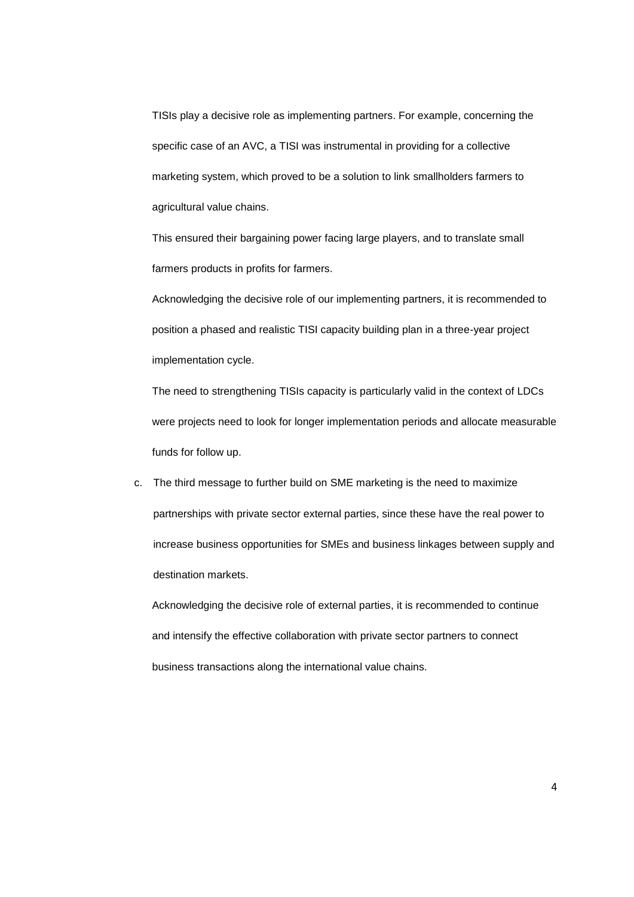TISIs play a decisive role as implementing partners. For example, concerning the specific case of an AVC, a TISI was instrumental in providing for a collective marketing system, which proved to be a solution to link smallholders farmers to agricultural value chains.

This ensured their bargaining power facing large players, and to translate small farmers products in profits for farmers.

Acknowledging the decisive role of our implementing partners, it is recommended to position a phased and realistic TISI capacity building plan in a three-year project implementation cycle.

The need to strengthening TISIs capacity is particularly valid in the context of LDCs were projects need to look for longer implementation periods and allocate measurable funds for follow up.

c. The third message to further build on SME marketing is the need to maximize partnerships with private sector external parties, since these have the real power to increase business opportunities for SMEs and business linkages between supply and destination markets.

Acknowledging the decisive role of external parties, it is recommended to continue and intensify the effective collaboration with private sector partners to connect business transactions along the international value chains.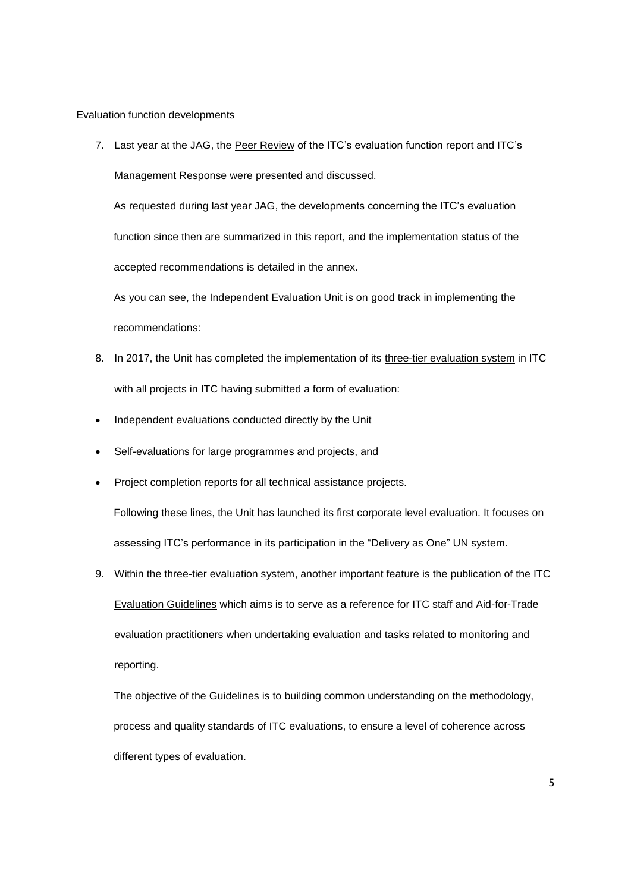Evaluation function developments

7. Last year at the JAG, the Peer Review of the ITC's evaluation function report and ITC's Management Response were presented and discussed.

   As requested during last year JAG, the developments concerning the ITC's evaluation function since then are summarized in this report, and the implementation status of the accepted recommendations is detailed in the annex.

   As you can see, the Independent Evaluation Unit is on good track in implementing the recommendations:

8. In 2017, the Unit has completed the implementation of its three-tier evaluation system in ITC with all projects in ITC having submitted a form of evaluation:

- Independent evaluations conducted directly by the Unit
- Self-evaluations for large programmes and projects, and
- Project completion reports for all technical assistance projects.

   Following these lines, the Unit has launched its first corporate level evaluation. It focuses on assessing ITC's performance in its participation in the "Delivery as One" UN system.

9. Within the three-tier evaluation system, another important feature is the publication of the ITC Evaluation Guidelines which aims is to serve as a reference for ITC staff and Aid-for-Trade evaluation practitioners when undertaking evaluation and tasks related to monitoring and reporting.

   The objective of the Guidelines is to building common understanding on the methodology, process and quality standards of ITC evaluations, to ensure a level of coherence across different types of evaluation.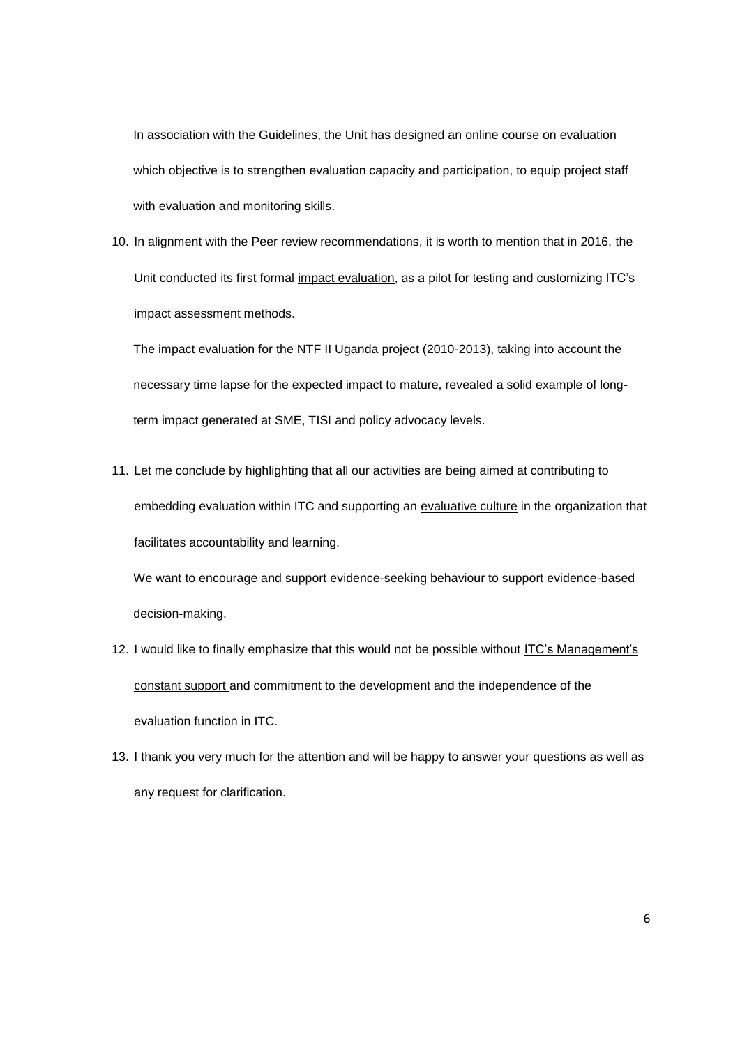In association with the Guidelines, the Unit has designed an online course on evaluation which objective is to strengthen evaluation capacity and participation, to equip project staff with evaluation and monitoring skills.

10. In alignment with the Peer review recommendations, it is worth to mention that in 2016, the Unit conducted its first formal <u>impact evaluation</u>, as a pilot for testing and customizing ITC's impact assessment methods.

    The impact evaluation for the NTF II Uganda project (2010-2013), taking into account the necessary time lapse for the expected impact to mature, revealed a solid example of long-term impact generated at SME, TISI and policy advocacy levels.

11. Let me conclude by highlighting that all our activities are being aimed at contributing to embedding evaluation within ITC and supporting an <u>evaluative culture</u> in the organization that facilitates accountability and learning.

    We want to encourage and support evidence-seeking behaviour to support evidence-based decision-making.

12. I would like to finally emphasize that this would not be possible without <u>ITC's Management's constant support</u> and commitment to the development and the independence of the evaluation function in ITC.

13. I thank you very much for the attention and will be happy to answer your questions as well as any request for clarification.